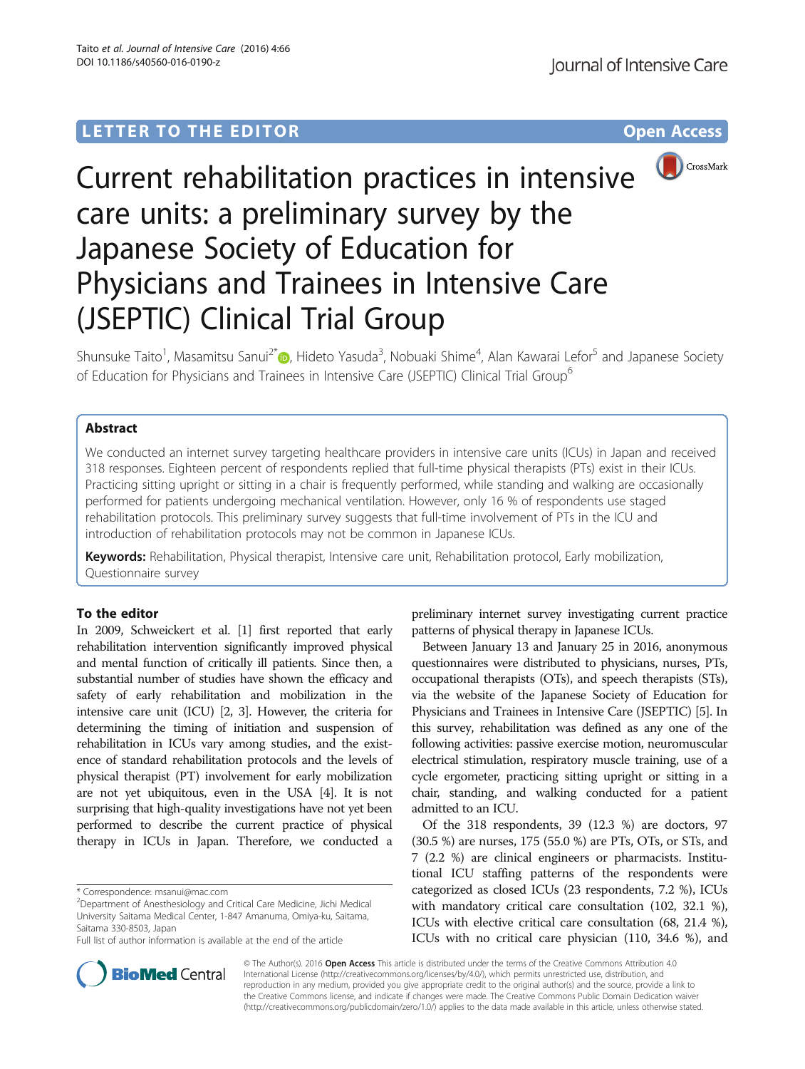LETTER TO THE EDITOR

Open Access

# Current rehabilitation practices in intensive care units: a preliminary survey by the Japanese Society of Education for Physicians and Trainees in Intensive Care (JSEPTIC) Clinical Trial Group

Shunsuke Taito[1], Masamitsu Sanui[2*], Hideto Yasuda[3], Nobuaki Shime[4], Alan Kawarai Lefor[5] and Japanese Society of Education for Physicians and Trainees in Intensive Care (JSEPTIC) Clinical Trial Group[6]

## Abstract

We conducted an internet survey targeting healthcare providers in intensive care units (ICUs) in Japan and received 318 responses. Eighteen percent of respondents replied that full-time physical therapists (PTs) exist in their ICUs. Practicing sitting upright or sitting in a chair is frequently performed, while standing and walking are occasionally performed for patients undergoing mechanical ventilation. However, only 16 % of respondents use staged rehabilitation protocols. This preliminary survey suggests that full-time involvement of PTs in the ICU and introduction of rehabilitation protocols may not be common in Japanese ICUs.

**Keywords:** Rehabilitation, Physical therapist, Intensive care unit, Rehabilitation protocol, Early mobilization, Questionnaire survey

## To the editor

In 2009, Schweickert et al. [1] first reported that early rehabilitation intervention significantly improved physical and mental function of critically ill patients. Since then, a substantial number of studies have shown the efficacy and safety of early rehabilitation and mobilization in the intensive care unit (ICU) [2, 3]. However, the criteria for determining the timing of initiation and suspension of rehabilitation in ICUs vary among studies, and the existence of standard rehabilitation protocols and the levels of physical therapist (PT) involvement for early mobilization are not yet ubiquitous, even in the USA [4]. It is not surprising that high-quality investigations have not yet been performed to describe the current practice of physical therapy in ICUs in Japan. Therefore, we conducted a preliminary internet survey investigating current practice patterns of physical therapy in Japanese ICUs.

Between January 13 and January 25 in 2016, anonymous questionnaires were distributed to physicians, nurses, PTs, occupational therapists (OTs), and speech therapists (STs), via the website of the Japanese Society of Education for Physicians and Trainees in Intensive Care (JSEPTIC) [5]. In this survey, rehabilitation was defined as any one of the following activities: passive exercise motion, neuromuscular electrical stimulation, respiratory muscle training, use of a cycle ergometer, practicing sitting upright or sitting in a chair, standing, and walking conducted for a patient admitted to an ICU.

Of the 318 respondents, 39 (12.3 %) are doctors, 97 (30.5 %) are nurses, 175 (55.0 %) are PTs, OTs, or STs, and 7 (2.2 %) are clinical engineers or pharmacists. Institutional ICU staffing patterns of the respondents were categorized as closed ICUs (23 respondents, 7.2 %), ICUs with mandatory critical care consultation (102, 32.1 %), ICUs with elective critical care consultation (68, 21.4 %), ICUs with no critical care physician (110, 34.6 %), and

\* Correspondence: msanui@mac.com
[2]Department of Anesthesiology and Critical Care Medicine, Jichi Medical University Saitama Medical Center, 1-847 Amanuma, Omiya-ku, Saitama, Saitama 330-8503, Japan
Full list of author information is available at the end of the article

© The Author(s). 2016 **Open Access** This article is distributed under the terms of the Creative Commons Attribution 4.0 International License (http://creativecommons.org/licenses/by/4.0/), which permits unrestricted use, distribution, and reproduction in any medium, provided you give appropriate credit to the original author(s) and the source, provide a link to the Creative Commons license, and indicate if changes were made. The Creative Commons Public Domain Dedication waiver (http://creativecommons.org/publicdomain/zero/1.0/) applies to the data made available in this article, unless otherwise stated.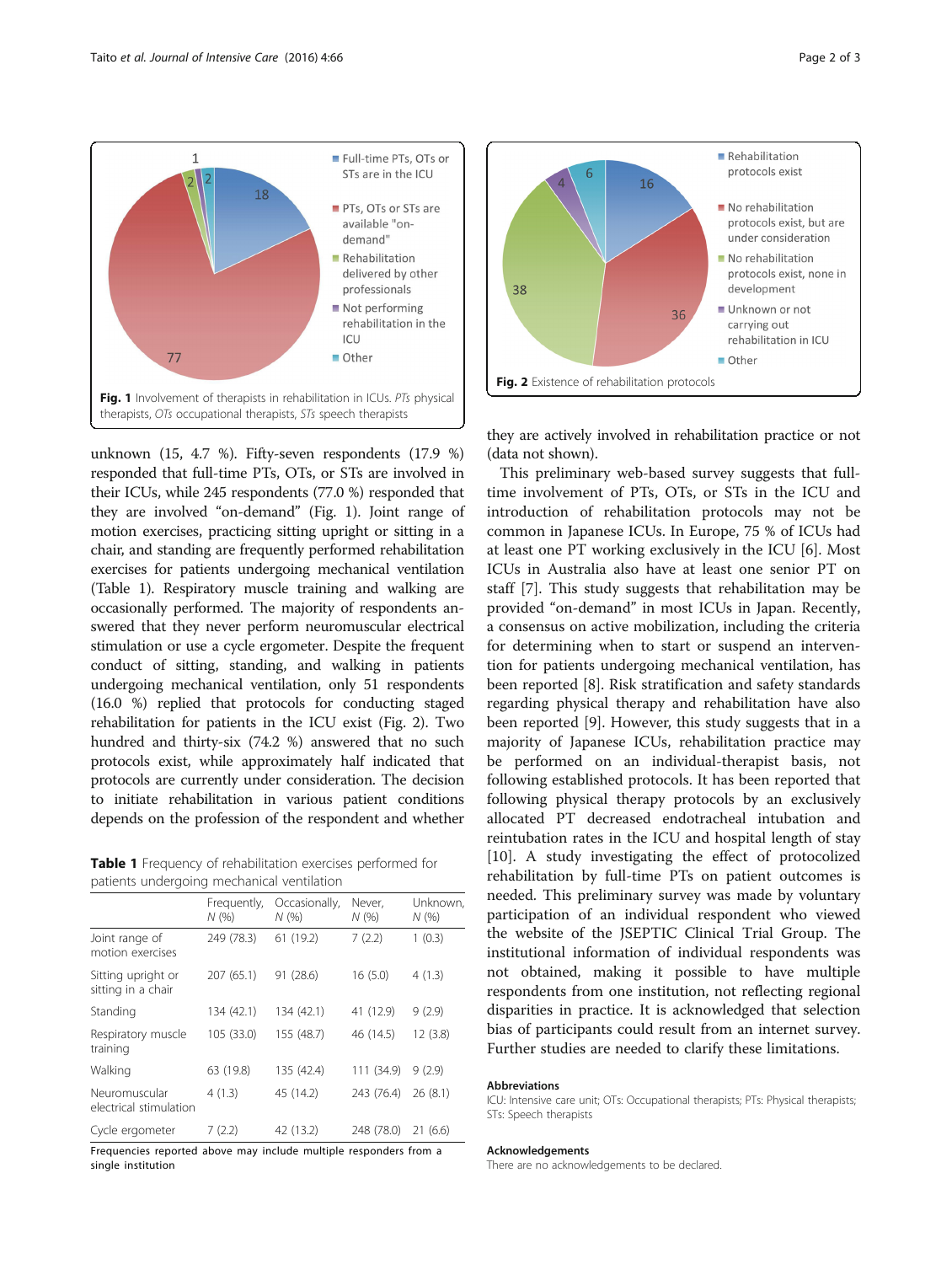Fig. 1 Involvement of therapists in rehabilitation in ICUs. *PTs* physical therapists, *OTs* occupational therapists, *STs* speech therapists

Fig. 2 Existence of rehabilitation protocols

unknown (15, 4.7 %). Fifty-seven respondents (17.9 %) responded that full-time PTs, OTs, or STs are involved in their ICUs, while 245 respondents (77.0 %) responded that they are involved "on-demand" (Fig. 1). Joint range of motion exercises, practicing sitting upright or sitting in a chair, and standing are frequently performed rehabilitation exercises for patients undergoing mechanical ventilation (Table 1). Respiratory muscle training and walking are occasionally performed. The majority of respondents answered that they never perform neuromuscular electrical stimulation or use a cycle ergometer. Despite the frequent conduct of sitting, standing, and walking in patients undergoing mechanical ventilation, only 51 respondents (16.0 %) replied that protocols for conducting staged rehabilitation for patients in the ICU exist (Fig. 2). Two hundred and thirty-six (74.2 %) answered that no such protocols exist, while approximately half indicated that protocols are currently under consideration. The decision to initiate rehabilitation in various patient conditions depends on the profession of the respondent and whether they are actively involved in rehabilitation practice or not (data not shown).

**Table 1** Frequency of rehabilitation exercises performed for patients undergoing mechanical ventilation

| | Frequently, *N* (%) | Occasionally, *N* (%) | Never, *N* (%) | Unknown, *N* (%) |
|---|---|---|---|---|
| Joint range of motion exercises | 249 (78.3) | 61 (19.2) | 7 (2.2) | 1 (0.3) |
| Sitting upright or sitting in a chair | 207 (65.1) | 91 (28.6) | 16 (5.0) | 4 (1.3) |
| Standing | 134 (42.1) | 134 (42.1) | 41 (12.9) | 9 (2.9) |
| Respiratory muscle training | 105 (33.0) | 155 (48.7) | 46 (14.5) | 12 (3.8) |
| Walking | 63 (19.8) | 135 (42.4) | 111 (34.9) | 9 (2.9) |
| Neuromuscular electrical stimulation | 4 (1.3) | 45 (14.2) | 243 (76.4) | 26 (8.1) |
| Cycle ergometer | 7 (2.2) | 42 (13.2) | 248 (78.0) | 21 (6.6) |

Frequencies reported above may include multiple responders from a single institution

This preliminary web-based survey suggests that full-time involvement of PTs, OTs, or STs in the ICU and introduction of rehabilitation protocols may not be common in Japanese ICUs. In Europe, 75 % of ICUs had at least one PT working exclusively in the ICU [6]. Most ICUs in Australia also have at least one senior PT on staff [7]. This study suggests that rehabilitation may be provided "on-demand" in most ICUs in Japan. Recently, a consensus on active mobilization, including the criteria for determining when to start or suspend an intervention for patients undergoing mechanical ventilation, has been reported [8]. Risk stratification and safety standards regarding physical therapy and rehabilitation have also been reported [9]. However, this study suggests that in a majority of Japanese ICUs, rehabilitation practice may be performed on an individual-therapist basis, not following established protocols. It has been reported that following physical therapy protocols by an exclusively allocated PT decreased endotracheal intubation and reintubation rates in the ICU and hospital length of stay [10]. A study investigating the effect of protocolized rehabilitation by full-time PTs on patient outcomes is needed. This preliminary survey was made by voluntary participation of an individual respondent who viewed the website of the JSEPTIC Clinical Trial Group. The institutional information of individual respondents was not obtained, making it possible to have multiple respondents from one institution, not reflecting regional disparities in practice. It is acknowledged that selection bias of participants could result from an internet survey. Further studies are needed to clarify these limitations.

### Abbreviations

ICU: Intensive care unit; OTs: Occupational therapists; PTs: Physical therapists; STs: Speech therapists

### Acknowledgements

There are no acknowledgements to be declared.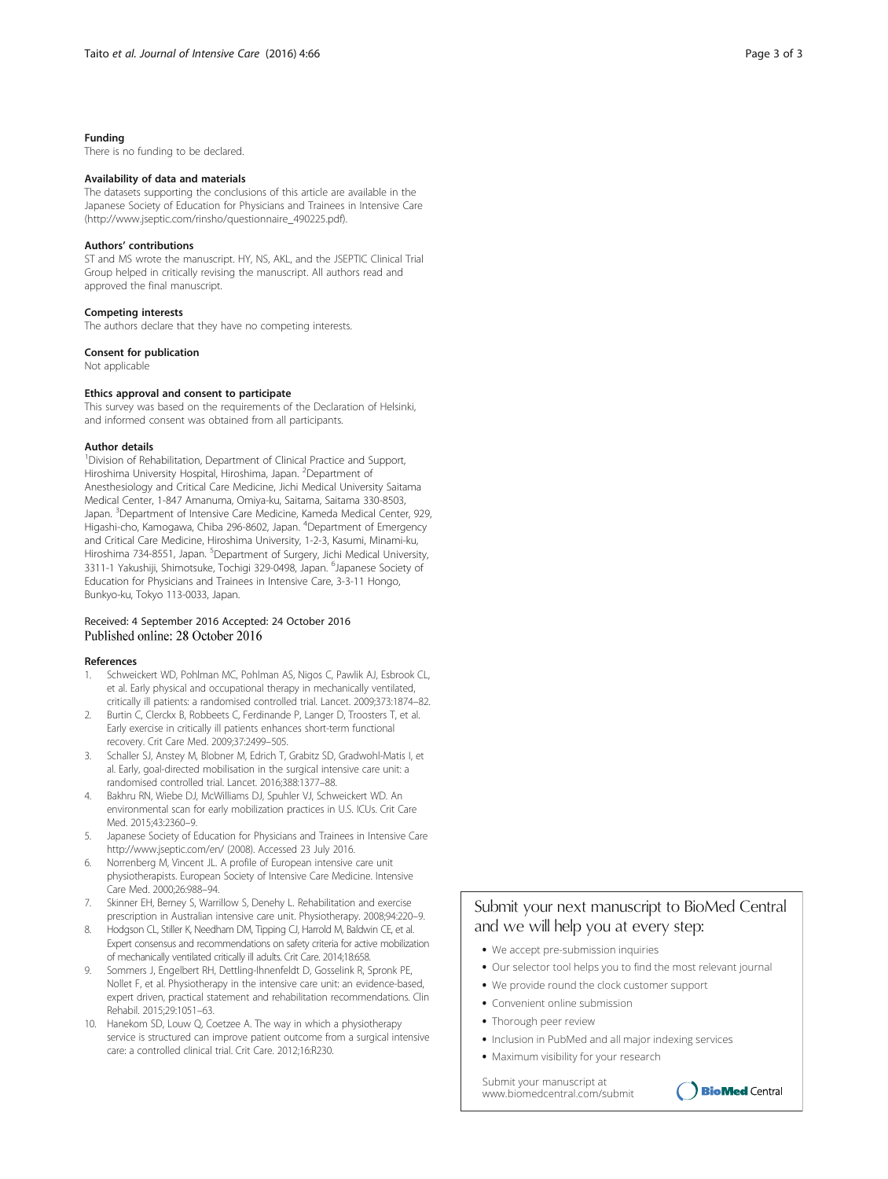#### Funding

There is no funding to be declared.

#### Availability of data and materials

The datasets supporting the conclusions of this article are available in the Japanese Society of Education for Physicians and Trainees in Intensive Care (http://www.jseptic.com/rinsho/questionnaire_490225.pdf).

#### Authors' contributions

ST and MS wrote the manuscript. HY, NS, AKL, and the JSEPTIC Clinical Trial Group helped in critically revising the manuscript. All authors read and approved the final manuscript.

#### Competing interests

The authors declare that they have no competing interests.

#### Consent for publication

Not applicable

#### Ethics approval and consent to participate

This survey was based on the requirements of the Declaration of Helsinki, and informed consent was obtained from all participants.

#### Author details

[1]Division of Rehabilitation, Department of Clinical Practice and Support, Hiroshima University Hospital, Hiroshima, Japan. [2]Department of Anesthesiology and Critical Care Medicine, Jichi Medical University Saitama Medical Center, 1-847 Amanuma, Omiya-ku, Saitama, Saitama 330-8503, Japan. [3]Department of Intensive Care Medicine, Kameda Medical Center, 929, Higashi-cho, Kamogawa, Chiba 296-8602, Japan. [4]Department of Emergency and Critical Care Medicine, Hiroshima University, 1-2-3, Kasumi, Minami-ku, Hiroshima 734-8551, Japan. [5]Department of Surgery, Jichi Medical University, 3311-1 Yakushiji, Shimotsuke, Tochigi 329-0498, Japan. [6]Japanese Society of Education for Physicians and Trainees in Intensive Care, 3-3-11 Hongo, Bunkyo-ku, Tokyo 113-0033, Japan.

Received: 4 September 2016 Accepted: 24 October 2016
Published online: 28 October 2016

#### References

1. Schweickert WD, Pohlman MC, Pohlman AS, Nigos C, Pawlik AJ, Esbrook CL, et al. Early physical and occupational therapy in mechanically ventilated, critically ill patients: a randomised controlled trial. Lancet. 2009;373:1874–82.
2. Burtin C, Clerckx B, Robbeets C, Ferdinande P, Langer D, Troosters T, et al. Early exercise in critically ill patients enhances short-term functional recovery. Crit Care Med. 2009;37:2499–505.
3. Schaller SJ, Anstey M, Blobner M, Edrich T, Grabitz SD, Gradwohl-Matis I, et al. Early, goal-directed mobilisation in the surgical intensive care unit: a randomised controlled trial. Lancet. 2016;388:1377–88.
4. Bakhru RN, Wiebe DJ, McWilliams DJ, Spuhler VJ, Schweickert WD. An environmental scan for early mobilization practices in U.S. ICUs. Crit Care Med. 2015;43:2360–9.
5. Japanese Society of Education for Physicians and Trainees in Intensive Care http://www.jseptic.com/en/ (2008). Accessed 23 July 2016.
6. Norrenberg M, Vincent JL. A profile of European intensive care unit physiotherapists. European Society of Intensive Care Medicine. Intensive Care Med. 2000;26:988–94.
7. Skinner EH, Berney S, Warrillow S, Denehy L. Rehabilitation and exercise prescription in Australian intensive care unit. Physiotherapy. 2008;94:220–9.
8. Hodgson CL, Stiller K, Needham DM, Tipping CJ, Harrold M, Baldwin CE, et al. Expert consensus and recommendations on safety criteria for active mobilization of mechanically ventilated critically ill adults. Crit Care. 2014;18:658.
9. Sommers J, Engelbert RH, Dettling-Ihnenfeldt D, Gosselink R, Spronk PE, Nollet F, et al. Physiotherapy in the intensive care unit: an evidence-based, expert driven, practical statement and rehabilitation recommendations. Clin Rehabil. 2015;29:1051–63.
10. Hanekom SD, Louw Q, Coetzee A. The way in which a physiotherapy service is structured can improve patient outcome from a surgical intensive care: a controlled clinical trial. Crit Care. 2012;16:R230.